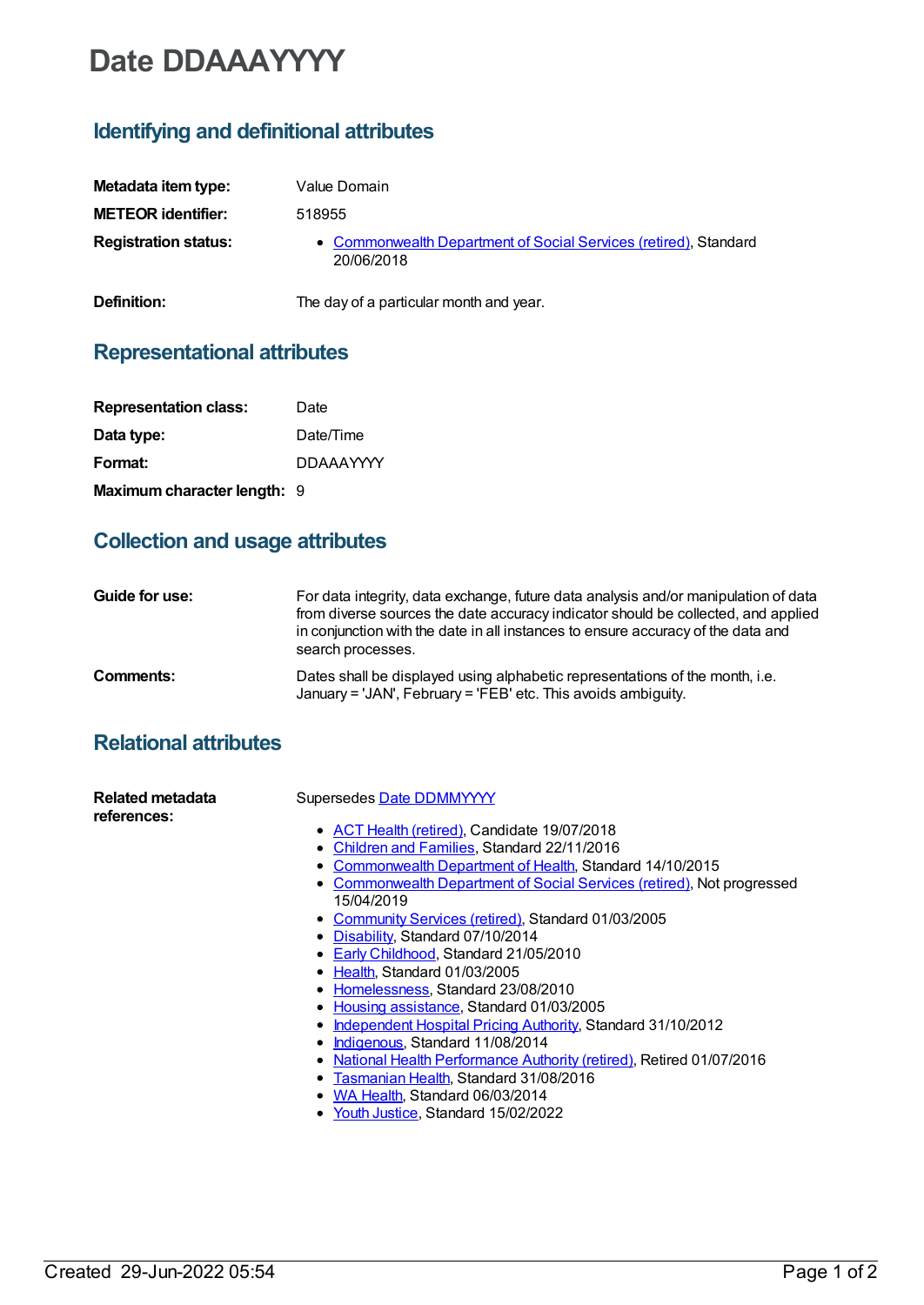# Date DDAAAYYYY

## Identifying and definitional attributes

| | |
|---|---|
| **Metadata item type:** | Value Domain |
| **METEOR identifier:** | 518955 |
| **Registration status:** | • Commonwealth Department of Social Services (retired), Standard 20/06/2018 |
| **Definition:** | The day of a particular month and year. |

## Representational attributes

| | |
|---|---|
| **Representation class:** | Date |
| **Data type:** | Date/Time |
| **Format:** | DDAAAYYYY |
| **Maximum character length:** | 9 |

## Collection and usage attributes

| | |
|---|---|
| **Guide for use:** | For data integrity, data exchange, future data analysis and/or manipulation of data from diverse sources the date accuracy indicator should be collected, and applied in conjunction with the date in all instances to ensure accuracy of the data and search processes. |
| **Comments:** | Dates shall be displayed using alphabetic representations of the month, i.e. January = 'JAN', February = 'FEB' etc. This avoids ambiguity. |

## Relational attributes

**Related metadata references:**

Supersedes Date DDMMYYYY

- ACT Health (retired), Candidate 19/07/2018
- Children and Families, Standard 22/11/2016
- Commonwealth Department of Health, Standard 14/10/2015
- Commonwealth Department of Social Services (retired), Not progressed 15/04/2019
- Community Services (retired), Standard 01/03/2005
- Disability, Standard 07/10/2014
- Early Childhood, Standard 21/05/2010
- Health, Standard 01/03/2005
- Homelessness, Standard 23/08/2010
- Housing assistance, Standard 01/03/2005
- Independent Hospital Pricing Authority, Standard 31/10/2012
- Indigenous, Standard 11/08/2014
- National Health Performance Authority (retired), Retired 01/07/2016
- Tasmanian Health, Standard 31/08/2016
- WA Health, Standard 06/03/2014
- Youth Justice, Standard 15/02/2022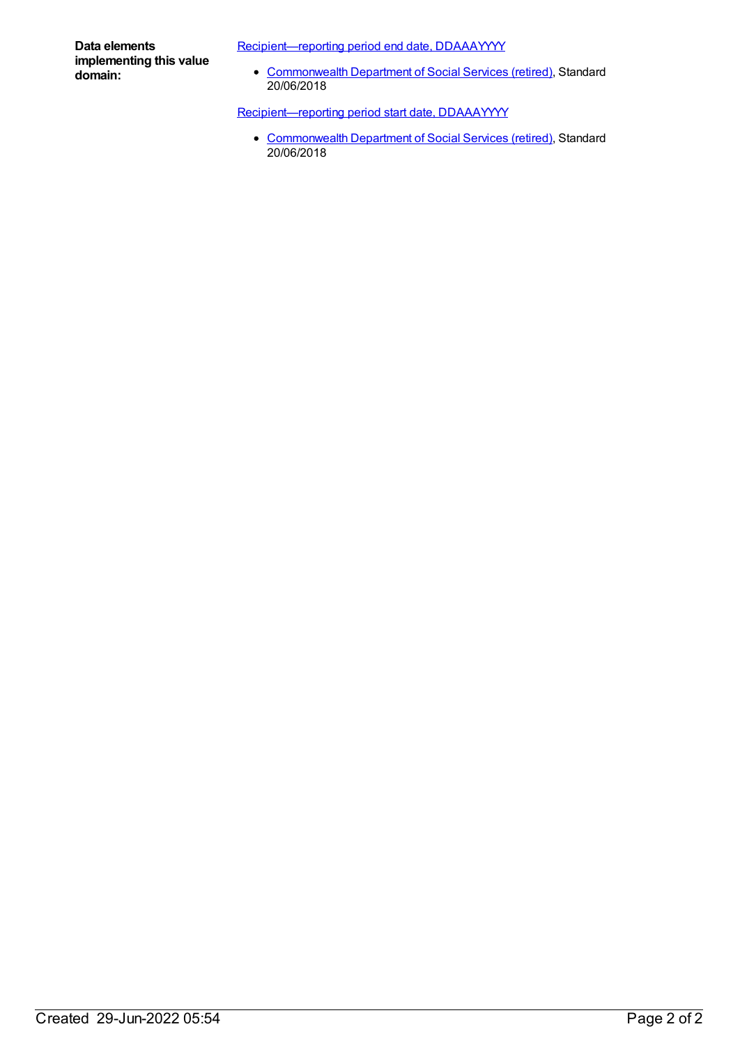**Data elements implementing this value domain:**

Recipient—reporting period end date, DDAAAYYYY

- Commonwealth Department of Social Services (retired), Standard 20/06/2018

Recipient—reporting period start date, DDAAAYYYY

- Commonwealth Department of Social Services (retired), Standard 20/06/2018